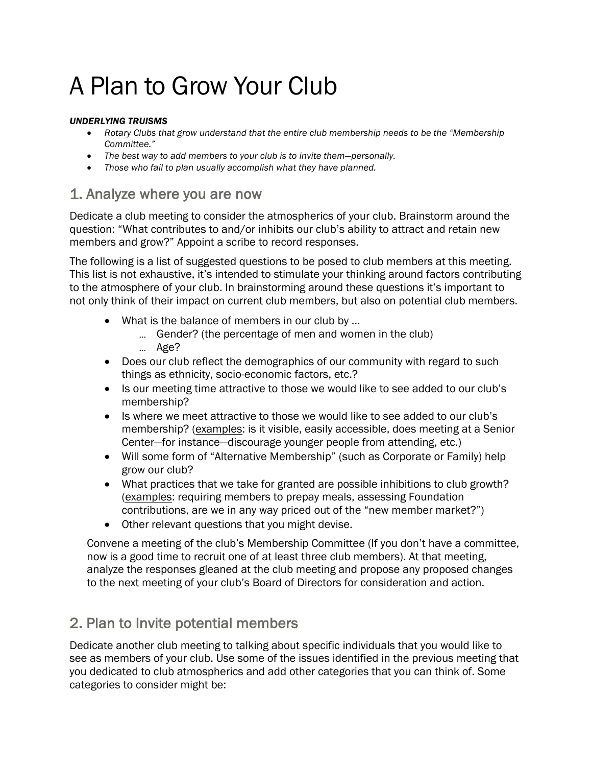# A Plan to Grow Your Club

***UNDERLYING TRUISMS***

- *Rotary Clubs that grow understand that the entire club membership needs to be the "Membership Committee."*
- *The best way to add members to your club is to invite them—personally.*
- *Those who fail to plan usually accomplish what they have planned.*

## 1. Analyze where you are now

Dedicate a club meeting to consider the atmospherics of your club. Brainstorm around the question: "What contributes to and/or inhibits our club's ability to attract and retain new members and grow?" Appoint a scribe to record responses.

The following is a list of suggested questions to be posed to club members at this meeting. This list is not exhaustive, it's intended to stimulate your thinking around factors contributing to the atmosphere of your club. In brainstorming around these questions it's important to not only think of their impact on current club members, but also on potential club members.

- What is the balance of members in our club by …
  - … Gender? (the percentage of men and women in the club)
  - … Age?
- Does our club reflect the demographics of our community with regard to such things as ethnicity, socio-economic factors, etc.?
- Is our meeting time attractive to those we would like to see added to our club's membership?
- Is where we meet attractive to those we would like to see added to our club's membership? (examples: is it visible, easily accessible, does meeting at a Senior Center—for instance—discourage younger people from attending, etc.)
- Will some form of "Alternative Membership" (such as Corporate or Family) help grow our club?
- What practices that we take for granted are possible inhibitions to club growth? (examples: requiring members to prepay meals, assessing Foundation contributions, are we in any way priced out of the "new member market?")
- Other relevant questions that you might devise.

Convene a meeting of the club's Membership Committee (If you don't have a committee, now is a good time to recruit one of at least three club members). At that meeting, analyze the responses gleaned at the club meeting and propose any proposed changes to the next meeting of your club's Board of Directors for consideration and action.

## 2. Plan to Invite potential members

Dedicate another club meeting to talking about specific individuals that you would like to see as members of your club. Use some of the issues identified in the previous meeting that you dedicated to club atmospherics and add other categories that you can think of. Some categories to consider might be: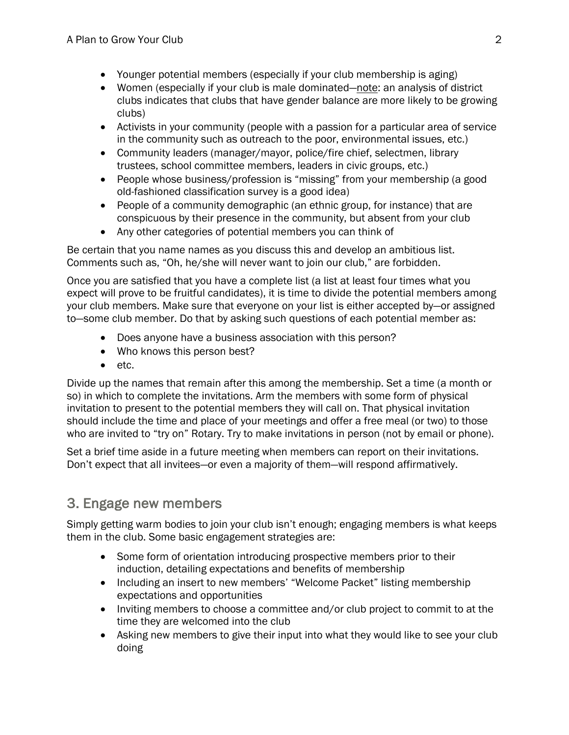- Younger potential members (especially if your club membership is aging)
- Women (especially if your club is male dominated—note: an analysis of district clubs indicates that clubs that have gender balance are more likely to be growing clubs)
- Activists in your community (people with a passion for a particular area of service in the community such as outreach to the poor, environmental issues, etc.)
- Community leaders (manager/mayor, police/fire chief, selectmen, library trustees, school committee members, leaders in civic groups, etc.)
- People whose business/profession is "missing" from your membership (a good old-fashioned classification survey is a good idea)
- People of a community demographic (an ethnic group, for instance) that are conspicuous by their presence in the community, but absent from your club
- Any other categories of potential members you can think of

Be certain that you name names as you discuss this and develop an ambitious list. Comments such as, "Oh, he/she will never want to join our club," are forbidden.

Once you are satisfied that you have a complete list (a list at least four times what you expect will prove to be fruitful candidates), it is time to divide the potential members among your club members. Make sure that everyone on your list is either accepted by—or assigned to—some club member. Do that by asking such questions of each potential member as:

- Does anyone have a business association with this person?
- Who knows this person best?
- etc.

Divide up the names that remain after this among the membership. Set a time (a month or so) in which to complete the invitations. Arm the members with some form of physical invitation to present to the potential members they will call on. That physical invitation should include the time and place of your meetings and offer a free meal (or two) to those who are invited to "try on" Rotary. Try to make invitations in person (not by email or phone).

Set a brief time aside in a future meeting when members can report on their invitations. Don't expect that all invitees—or even a majority of them—will respond affirmatively.

## 3. Engage new members

Simply getting warm bodies to join your club isn't enough; engaging members is what keeps them in the club. Some basic engagement strategies are:

- Some form of orientation introducing prospective members prior to their induction, detailing expectations and benefits of membership
- Including an insert to new members' "Welcome Packet" listing membership expectations and opportunities
- Inviting members to choose a committee and/or club project to commit to at the time they are welcomed into the club
- Asking new members to give their input into what they would like to see your club doing